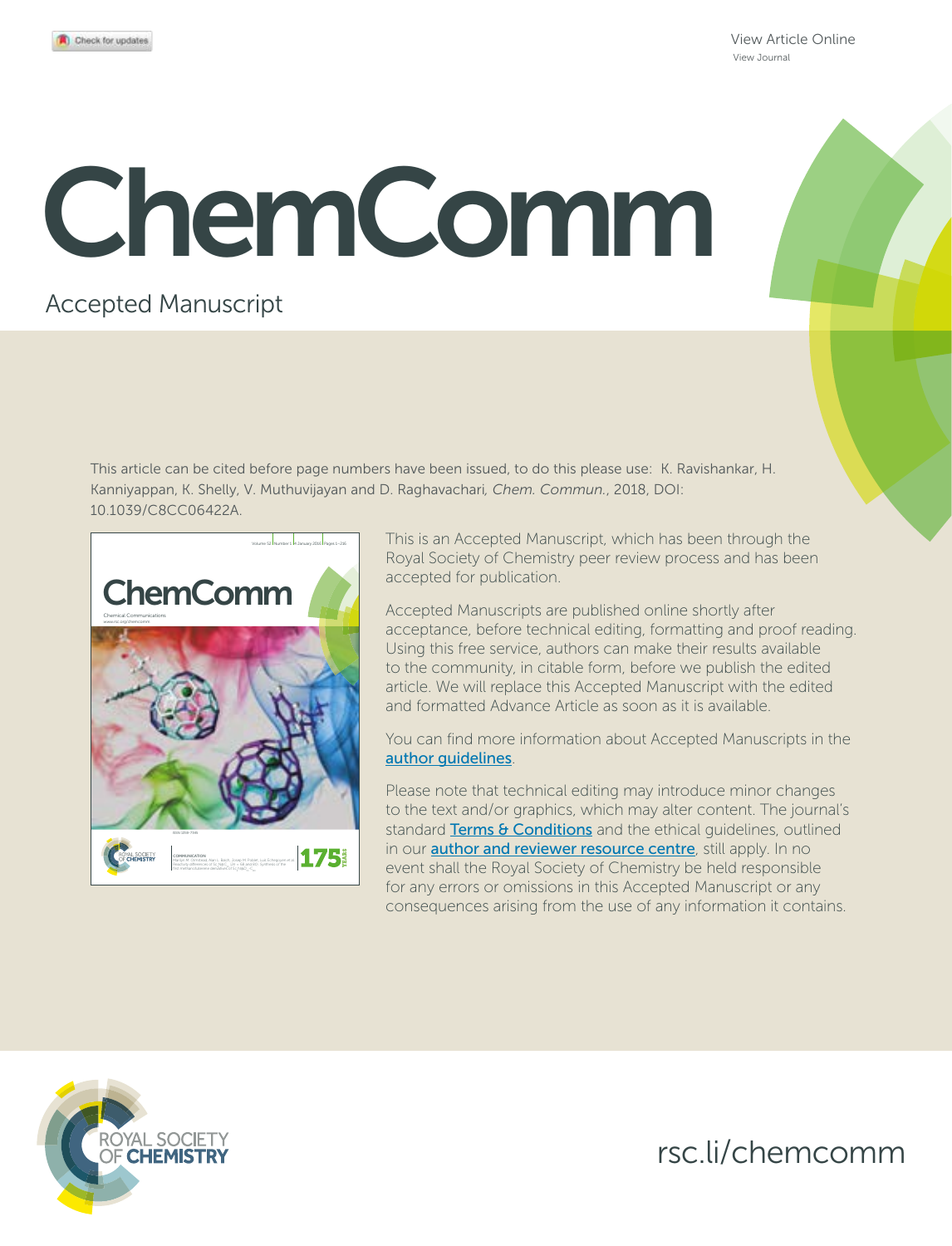View Article Online
View Journal

# ChemComm

Accepted Manuscript

This article can be cited before page numbers have been issued, to do this please use: K. Ravishankar, H. Kanniyappan, K. Shelly, V. Muthuvijayan and D. Raghavachari, *Chem. Commun.*, 2018, DOI: 10.1039/C8CC06422A.

This is an Accepted Manuscript, which has been through the Royal Society of Chemistry peer review process and has been accepted for publication.

Accepted Manuscripts are published online shortly after acceptance, before technical editing, formatting and proof reading. Using this free service, authors can make their results available to the community, in citable form, before we publish the edited article. We will replace this Accepted Manuscript with the edited and formatted Advance Article as soon as it is available.

You can find more information about Accepted Manuscripts in the author guidelines.

Please note that technical editing may introduce minor changes to the text and/or graphics, which may alter content. The journal's standard Terms & Conditions and the ethical guidelines, outlined in our author and reviewer resource centre, still apply. In no event shall the Royal Society of Chemistry be held responsible for any errors or omissions in this Accepted Manuscript or any consequences arising from the use of any information it contains.

rsc.li/chemcomm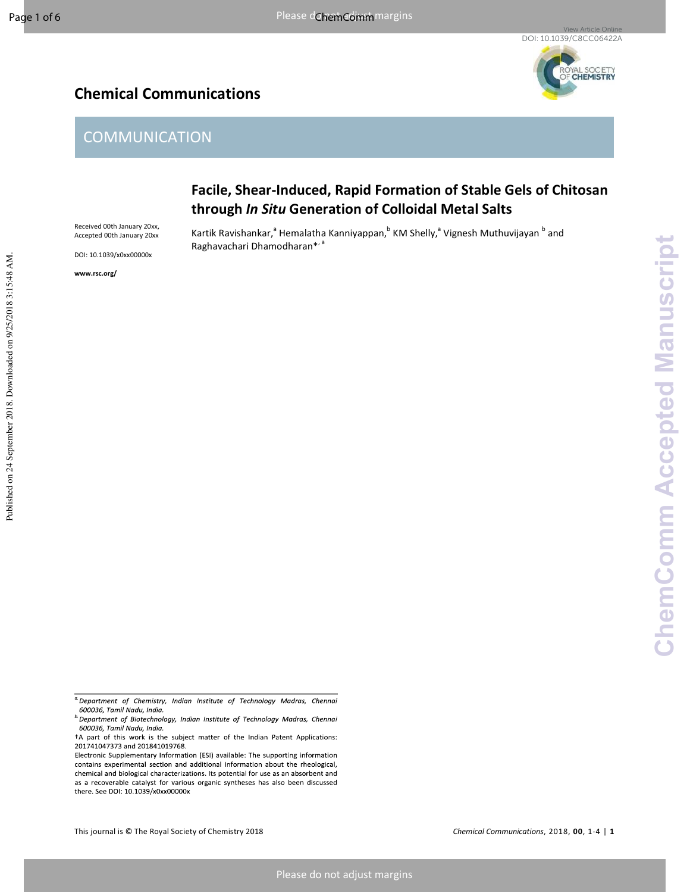# Chemical Communications

COMMUNICATION

## Facile, Shear-Induced, Rapid Formation of Stable Gels of Chitosan through *In Situ* Generation of Colloidal Metal Salts

Received 00th January 20xx, Accepted 00th January 20xx

DOI: 10.1039/x0xx00000x

**www.rsc.org/**

Kartik Ravishankar,[a] Hemalatha Kanniyappan,[b] KM Shelly,[a] Vignesh Muthuvijayan [b] and Raghavachari Dhamodharan*[,a]

[a] Department of Chemistry, Indian Institute of Technology Madras, Chennai 600036, Tamil Nadu, India.

[b] Department of Biotechnology, Indian Institute of Technology Madras, Chennai 600036, Tamil Nadu, India.

†A part of this work is the subject matter of the Indian Patent Applications: 201741047373 and 201841019768.

Electronic Supplementary Information (ESI) available: The supporting information contains experimental section and additional information about the rheological, chemical and biological characterizations. Its potential for use as an absorbent and as a recoverable catalyst for various organic syntheses has also been discussed there. See DOI: 10.1039/x0xx00000x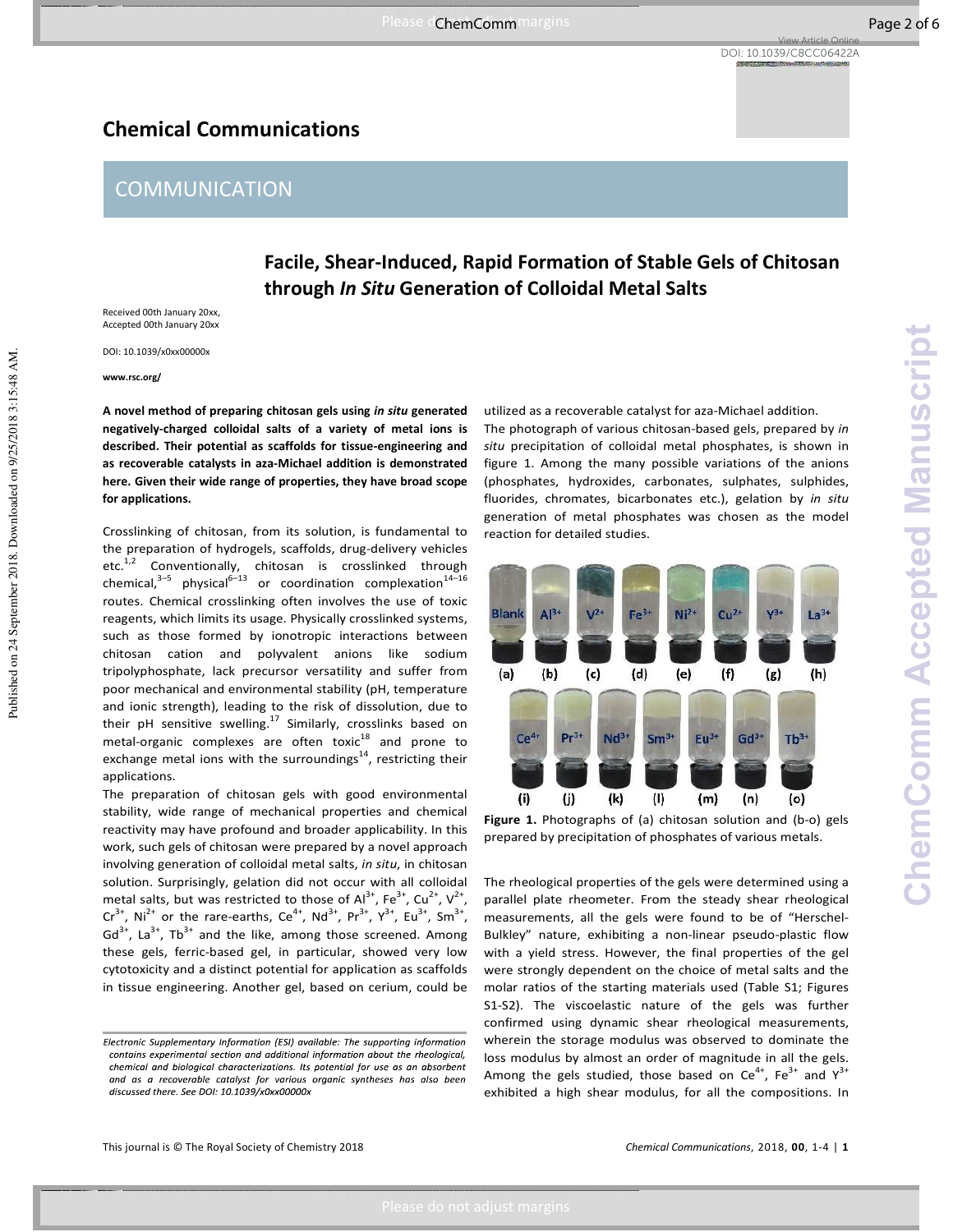# Chemical Communications

## COMMUNICATION

# Facile, Shear-Induced, Rapid Formation of Stable Gels of Chitosan through *In Situ* Generation of Colloidal Metal Salts

Received 00th January 20xx,
Accepted 00th January 20xx

DOI: 10.1039/x0xx00000x

www.rsc.org/

**A novel method of preparing chitosan gels using *in situ* generated negatively-charged colloidal salts of a variety of metal ions is described. Their potential as scaffolds for tissue-engineering and as recoverable catalysts in aza-Michael addition is demonstrated here. Given their wide range of properties, they have broad scope for applications.**

Crosslinking of chitosan, from its solution, is fundamental to the preparation of hydrogels, scaffolds, drug-delivery vehicles etc.[1,2] Conventionally, chitosan is crosslinked through chemical,[3–5] physical[6–13] or coordination complexation[14–16] routes. Chemical crosslinking often involves the use of toxic reagents, which limits its usage. Physically crosslinked systems, such as those formed by ionotropic interactions between chitosan cation and polyvalent anions like sodium tripolyphosphate, lack precursor versatility and suffer from poor mechanical and environmental stability (pH, temperature and ionic strength), leading to the risk of dissolution, due to their pH sensitive swelling.[17] Similarly, crosslinks based on metal-organic complexes are often toxic[18] and prone to exchange metal ions with the surroundings[14], restricting their applications.

The preparation of chitosan gels with good environmental stability, wide range of mechanical properties and chemical reactivity may have profound and broader applicability. In this work, such gels of chitosan were prepared by a novel approach involving generation of colloidal metal salts, *in situ*, in chitosan solution. Surprisingly, gelation did not occur with all colloidal metal salts, but was restricted to those of $Al^{3+}$, $Fe^{3+}$, $Cu^{2+}$, $V^{2+}$, $Cr^{3+}$, $Ni^{2+}$ or the rare-earths, $Ce^{4+}$, $Nd^{3+}$, $Pr^{3+}$, $Y^{3+}$, $Eu^{3+}$, $Sm^{3+}$, $Gd^{3+}$, $La^{3+}$, $Tb^{3+}$ and the like, among those screened. Among these gels, ferric-based gel, in particular, showed very low cytotoxicity and a distinct potential for application as scaffolds in tissue engineering. Another gel, based on cerium, could be utilized as a recoverable catalyst for aza-Michael addition.

The photograph of various chitosan-based gels, prepared by *in situ* precipitation of colloidal metal phosphates, is shown in figure 1. Among the many possible variations of the anions (phosphates, hydroxides, carbonates, sulphates, sulphides, fluorides, chromates, bicarbonates etc.), gelation by *in situ* generation of metal phosphates was chosen as the model reaction for detailed studies.

**Figure 1.** Photographs of (a) chitosan solution and (b-o) gels prepared by precipitation of phosphates of various metals.

The rheological properties of the gels were determined using a parallel plate rheometer. From the steady shear rheological measurements, all the gels were found to be of "Herschel-Bulkley" nature, exhibiting a non-linear pseudo-plastic flow with a yield stress. However, the final properties of the gel were strongly dependent on the choice of metal salts and the molar ratios of the starting materials used (Table S1; Figures S1-S2). The viscoelastic nature of the gels was further confirmed using dynamic shear rheological measurements, wherein the storage modulus was observed to dominate the loss modulus by almost an order of magnitude in all the gels. Among the gels studied, those based on $Ce^{4+}$, $Fe^{3+}$ and $Y^{3+}$ exhibited a high shear modulus, for all the compositions. In

*Electronic Supplementary Information (ESI) available: The supporting information contains experimental section and additional information about the rheological, chemical and biological characterizations. Its potential for use as an absorbent and as a recoverable catalyst for various organic syntheses has also been discussed there. See DOI: 10.1039/x0xx00000x*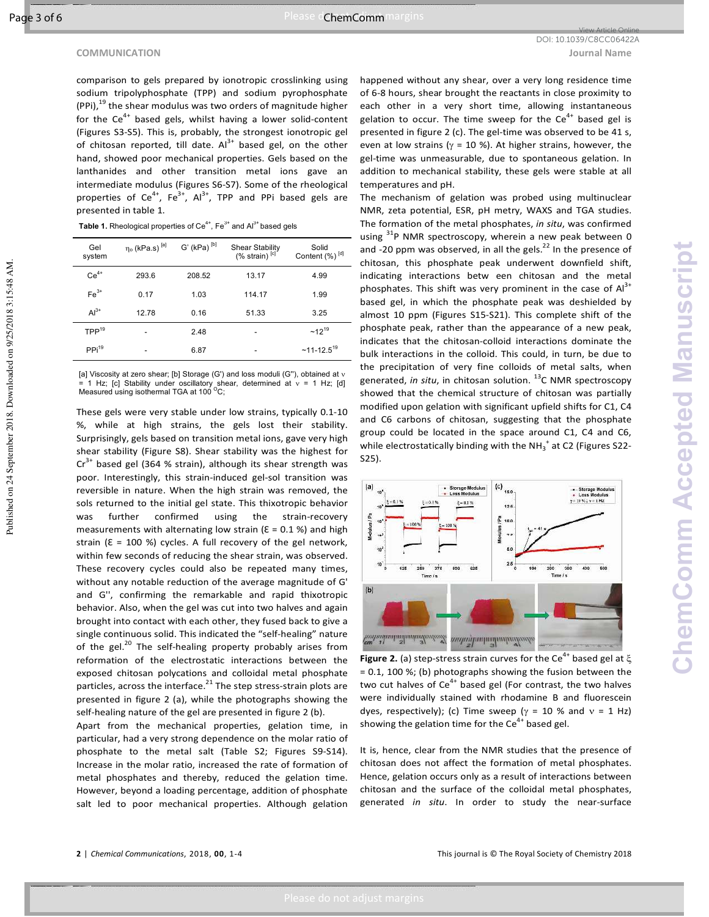comparison to gels prepared by ionotropic crosslinking using sodium tripolyphosphate (TPP) and sodium pyrophosphate (PPi),[19] the shear modulus was two orders of magnitude higher for the $Ce^{4+}$ based gels, whilst having a lower solid-content (Figures S3-S5). This is, probably, the strongest ionotropic gel of chitosan reported, till date. $Al^{3+}$ based gel, on the other hand, showed poor mechanical properties. Gels based on the lanthanides and other transition metal ions gave an intermediate modulus (Figures S6-S7). Some of the rheological properties of $Ce^{4+}$, $Fe^{3+}$, $Al^{3+}$, TPP and PPi based gels are presented in table 1.

**Table 1.** Rheological properties of $Ce^{4+}$, $Fe^{3+}$ and $Al^{3+}$ based gels

| Gel system | $\eta_0$ (kPa.s) [a] | G' (kPa) [b] | Shear Stability (% strain) [c] | Solid Content (%) [d] |
|---|---|---|---|---|
| $Ce^{4+}$ | 293.6 | 208.52 | 13.17 | 4.99 |
| $Fe^{3+}$ | 0.17 | 1.03 | 114.17 | 1.99 |
| $Al^{3+}$ | 12.78 | 0.16 | 51.33 | 3.25 |
| TPP[19] | - | 2.48 | - | ~12[19] |
| PPi[19] | - | 6.87 | - | ~11-12.5[19] |

[a] Viscosity at zero shear; [b] Storage (G') and loss moduli (G''), obtained at $\nu$ = 1 Hz; [c] Stability under oscillatory shear, determined at $\nu$ = 1 Hz; [d] Measured using isothermal TGA at 100 °C;

These gels were very stable under low strains, typically 0.1-10 %, while at high strains, the gels lost their stability. Surprisingly, gels based on transition metal ions, gave very high shear stability (Figure S8). Shear stability was the highest for $Cr^{3+}$ based gel (364 % strain), although its shear strength was poor. Interestingly, this strain-induced gel-sol transition was reversible in nature. When the high strain was removed, the sols returned to the initial gel state. This thixotropic behavior was further confirmed using the strain-recovery measurements with alternating low strain ($\varepsilon$ = 0.1 %) and high strain ($\varepsilon$ = 100 %) cycles. A full recovery of the gel network, within few seconds of reducing the shear strain, was observed. These recovery cycles could also be repeated many times, without any notable reduction of the average magnitude of G' and G'', confirming the remarkable and rapid thixotropic behavior. Also, when the gel was cut into two halves and again brought into contact with each other, they fused back to give a single continuous solid. This indicated the "self-healing" nature of the gel.[20] The self-healing property probably arises from reformation of the electrostatic interactions between the exposed chitosan polycations and colloidal metal phosphate particles, across the interface.[21] The step stress-strain plots are presented in figure 2 (a), while the photographs showing the self-healing nature of the gel are presented in figure 2 (b).

Apart from the mechanical properties, gelation time, in particular, had a very strong dependence on the molar ratio of phosphate to the metal salt (Table S2; Figures S9-S14). Increase in the molar ratio, increased the rate of formation of metal phosphates and thereby, reduced the gelation time. However, beyond a loading percentage, addition of phosphate salt led to poor mechanical properties. Although gelation happened without any shear, over a very long residence time of 6-8 hours, shear brought the reactants in close proximity to each other in a very short time, allowing instantaneous gelation to occur. The time sweep for the $Ce^{4+}$ based gel is presented in figure 2 (c). The gel-time was observed to be 41 s, even at low strains ($\gamma$ = 10 %). At higher strains, however, the gel-time was unmeasurable, due to spontaneous gelation. In addition to mechanical stability, these gels were stable at all temperatures and pH.

The mechanism of gelation was probed using multinuclear NMR, zeta potential, ESR, pH metry, WAXS and TGA studies. The formation of the metal phosphates, *in situ*, was confirmed using $^{31}P$ NMR spectroscopy, wherein a new peak between 0 and -20 ppm was observed, in all the gels.[22] In the presence of chitosan, this phosphate peak underwent downfield shift, indicating interactions betw een chitosan and the metal phosphates. This shift was very prominent in the case of $Al^{3+}$ based gel, in which the phosphate peak was deshielded by almost 10 ppm (Figures S15-S21). This complete shift of the phosphate peak, rather than the appearance of a new peak, indicates that the chitosan-colloid interactions dominate the bulk interactions in the colloid. This could, in turn, be due to the precipitation of very fine colloids of metal salts, when generated, *in situ*, in chitosan solution. $^{13}C$ NMR spectroscopy showed that the chemical structure of chitosan was partially modified upon gelation with significant upfield shifts for C1, C4 and C6 carbons of chitosan, suggesting that the phosphate group could be located in the space around C1, C4 and C6, while electrostatically binding with the $NH_3^+$ at C2 (Figures S22-S25).

**Figure 2.** (a) step-stress strain curves for the $Ce^{4+}$ based gel at $\xi$ = 0.1, 100 %; (b) photographs showing the fusion between the two cut halves of $Ce^{4+}$ based gel (For contrast, the two halves were individually stained with rhodamine B and fluorescein dyes, respectively); (c) Time sweep ($\gamma$ = 10 % and $\nu$ = 1 Hz) showing the gelation time for the $Ce^{4+}$ based gel.

It is, hence, clear from the NMR studies that the presence of chitosan does not affect the formation of metal phosphates. Hence, gelation occurs only as a result of interactions between chitosan and the surface of the colloidal metal phosphates, generated *in situ*. In order to study the near-surface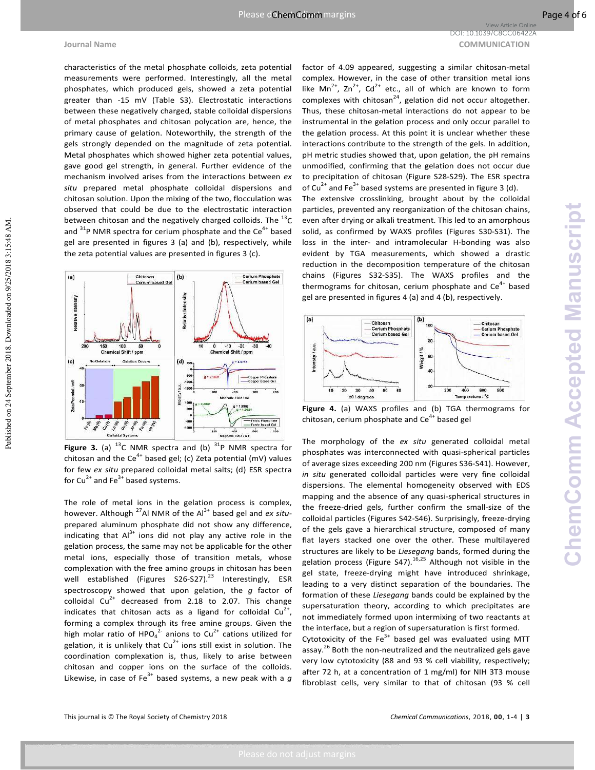characteristics of the metal phosphate colloids, zeta potential measurements were performed. Interestingly, all the metal phosphates, which produced gels, showed a zeta potential greater than -15 mV (Table S3). Electrostatic interactions between these negatively charged, stable colloidal dispersions of metal phosphates and chitosan polycation are, hence, the primary cause of gelation. Noteworthily, the strength of the gels strongly depended on the magnitude of zeta potential. Metal phosphates which showed higher zeta potential values, gave good gel strength, in general. Further evidence of the mechanism involved arises from the interactions between *ex situ* prepared metal phosphate colloidal dispersions and chitosan solution. Upon the mixing of the two, flocculation was observed that could be due to the electrostatic interaction between chitosan and the negatively charged colloids. The $^{13}C$ and $^{31}P$ NMR spectra for cerium phosphate and the $Ce^{4+}$ based gel are presented in figures 3 (a) and (b), respectively, while the zeta potential values are presented in figures 3 (c).

**Figure 3.** (a) $^{13}C$ NMR spectra and (b) $^{31}P$ NMR spectra for chitosan and the $Ce^{4+}$ based gel; (c) Zeta potential (mV) values for few *ex situ* prepared colloidal metal salts; (d) ESR spectra for $Cu^{2+}$ and $Fe^{3+}$ based systems.

The role of metal ions in the gelation process is complex, however. Although $^{27}Al$ NMR of the $Al^{3+}$ based gel and *ex situ*-prepared aluminum phosphate did not show any difference, indicating that $Al^{3+}$ ions did not play any active role in the gelation process, the same may not be applicable for the other metal ions, especially those of transition metals, whose complexation with the free amino groups in chitosan has been well established (Figures S26-S27).[23] Interestingly, ESR spectroscopy showed that upon gelation, the $g$ factor of colloidal $Cu^{2+}$ decreased from 2.18 to 2.07. This change indicates that chitosan acts as a ligand for colloidal $Cu^{2+}$, forming a complex through its free amine groups. Given the high molar ratio of $HPO_4^{2-}$ anions to $Cu^{2+}$ cations utilized for gelation, it is unlikely that $Cu^{2+}$ ions still exist in solution. The coordination complexation is, thus, likely to arise between chitosan and copper ions on the surface of the colloids. Likewise, in case of $Fe^{3+}$ based systems, a new peak with a $g$ factor of 4.09 appeared, suggesting a similar chitosan-metal complex. However, in the case of other transition metal ions like $Mn^{2+}$, $Zn^{2+}$, $Cd^{2+}$ etc., all of which are known to form complexes with chitosan[24], gelation did not occur altogether. Thus, these chitosan-metal interactions do not appear to be instrumental in the gelation process and only occur parallel to the gelation process. At this point it is unclear whether these interactions contribute to the strength of the gels. In addition, pH metric studies showed that, upon gelation, the pH remains unmodified, confirming that the gelation does not occur due to precipitation of chitosan (Figure S28-S29). The ESR spectra of $Cu^{2+}$ and $Fe^{3+}$ based systems are presented in figure 3 (d).

The extensive crosslinking, brought about by the colloidal particles, prevented any reorganization of the chitosan chains, even after drying or alkali treatment. This led to an amorphous solid, as confirmed by WAXS profiles (Figures S30-S31). The loss in the inter- and intramolecular H-bonding was also evident by TGA measurements, which showed a drastic reduction in the decomposition temperature of the chitosan chains (Figures S32-S35). The WAXS profiles and the thermograms for chitosan, cerium phosphate and $Ce^{4+}$ based gel are presented in figures 4 (a) and 4 (b), respectively.

**Figure 4.** (a) WAXS profiles and (b) TGA thermograms for chitosan, cerium phosphate and $Ce^{4+}$ based gel

The morphology of the *ex situ* generated colloidal metal phosphates was interconnected with quasi-spherical particles of average sizes exceeding 200 nm (Figures S36-S41). However, *in situ* generated colloidal particles were very fine colloidal dispersions. The elemental homogeneity observed with EDS mapping and the absence of any quasi-spherical structures in the freeze-dried gels, further confirm the small-size of the colloidal particles (Figures S42-S46). Surprisingly, freeze-drying of the gels gave a hierarchical structure, composed of many flat layers stacked one over the other. These multilayered structures are likely to be *Liesegang* bands, formed during the gelation process (Figure S47).[16,25] Although not visible in the gel state, freeze-drying might have introduced shrinkage, leading to a very distinct separation of the boundaries. The formation of these *Liesegang* bands could be explained by the supersaturation theory, according to which precipitates are not immediately formed upon intermixing of two reactants at the interface, but a region of supersaturation is first formed.

Cytotoxicity of the $Fe^{3+}$ based gel was evaluated using MTT assay.[26] Both the non-neutralized and the neutralized gels gave very low cytotoxicity (88 and 93 % cell viability, respectively; after 72 h, at a concentration of 1 mg/ml) for NIH 3T3 mouse fibroblast cells, very similar to that of chitosan (93 % cell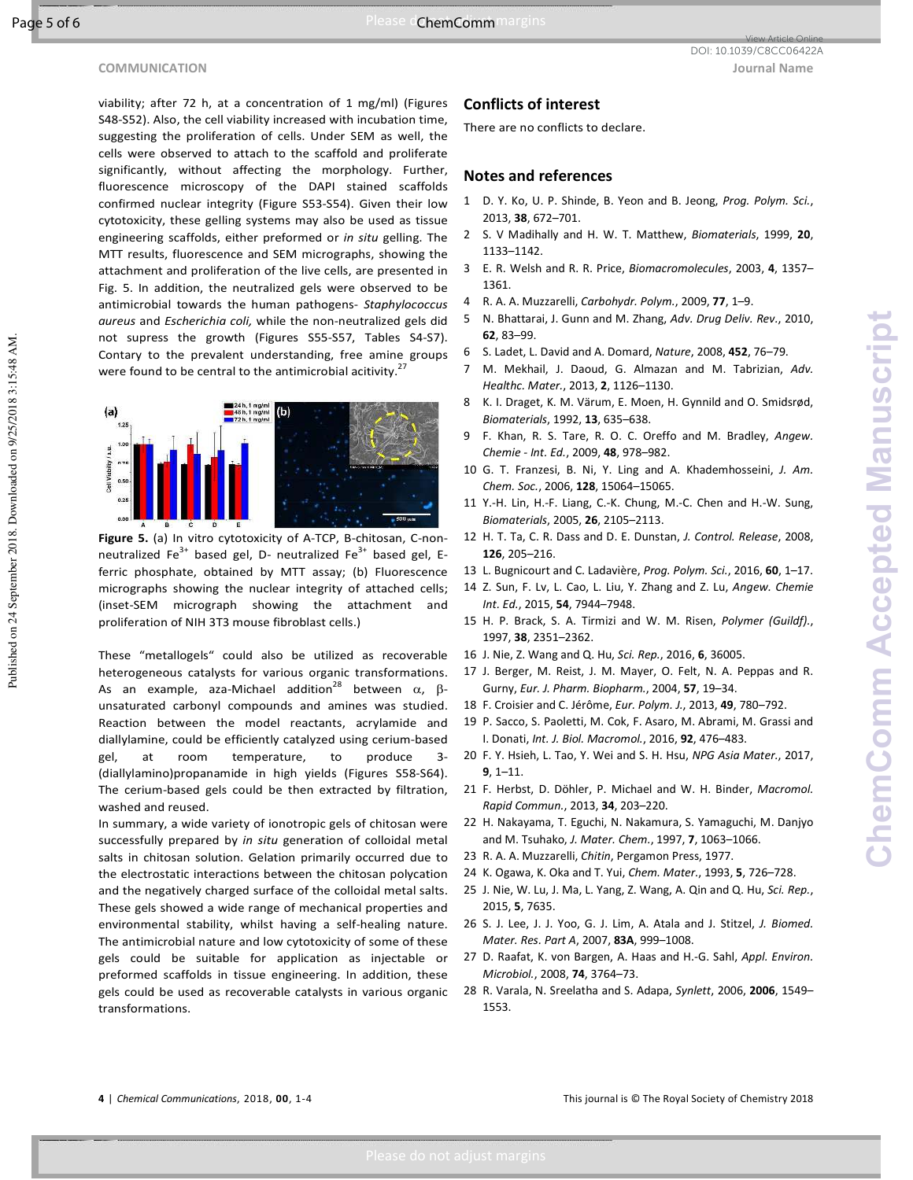viability; after 72 h, at a concentration of 1 mg/ml) (Figures S48-S52). Also, the cell viability increased with incubation time, suggesting the proliferation of cells. Under SEM as well, the cells were observed to attach to the scaffold and proliferate significantly, without affecting the morphology. Further, fluorescence microscopy of the DAPI stained scaffolds confirmed nuclear integrity (Figure S53-S54). Given their low cytotoxicity, these gelling systems may also be used as tissue engineering scaffolds, either preformed or *in situ* gelling. The MTT results, fluorescence and SEM micrographs, showing the attachment and proliferation of the live cells, are presented in Fig. 5. In addition, the neutralized gels were observed to be antimicrobial towards the human pathogens- *Staphylococcus aureus* and *Escherichia coli,* while the non-neutralized gels did not supress the growth (Figures S55-S57, Tables S4-S7). Contary to the prevalent understanding, free amine groups were found to be central to the antimicrobial acitivity.[27]

**Figure 5.** (a) In vitro cytotoxicity of A-TCP, B-chitosan, C-non-neutralized $Fe^{3+}$ based gel, D- neutralized $Fe^{3+}$ based gel, E-ferric phosphate, obtained by MTT assay; (b) Fluorescence micrographs showing the nuclear integrity of attached cells; (inset-SEM micrograph showing the attachment and proliferation of NIH 3T3 mouse fibroblast cells.)

These "metallogels" could also be utilized as recoverable heterogeneous catalysts for various organic transformations. As an example, aza-Michael addition[28] between $\alpha$, $\beta$-unsaturated carbonyl compounds and amines was studied. Reaction between the model reactants, acrylamide and diallylamine, could be efficiently catalyzed using cerium-based gel, at room temperature, to produce 3-(diallylamino)propanamide in high yields (Figures S58-S64). The cerium-based gels could be then extracted by filtration, washed and reused.

In summary, a wide variety of ionotropic gels of chitosan were successfully prepared by *in situ* generation of colloidal metal salts in chitosan solution. Gelation primarily occurred due to the electrostatic interactions between the chitosan polycation and the negatively charged surface of the colloidal metal salts. These gels showed a wide range of mechanical properties and environmental stability, whilst having a self-healing nature. The antimicrobial nature and low cytotoxicity of some of these gels could be suitable for application as injectable or preformed scaffolds in tissue engineering. In addition, these gels could be used as recoverable catalysts in various organic transformations.

## Conflicts of interest

There are no conflicts to declare.

## Notes and references

1. D. Y. Ko, U. P. Shinde, B. Yeon and B. Jeong, *Prog. Polym. Sci.*, 2013, **38**, 672–701.
2. S. V Madihally and H. W. T. Matthew, *Biomaterials*, 1999, **20**, 1133–1142.
3. E. R. Welsh and R. R. Price, *Biomacromolecules*, 2003, **4**, 1357–1361.
4. R. A. A. Muzzarelli, *Carbohydr. Polym.*, 2009, **77**, 1–9.
5. N. Bhattarai, J. Gunn and M. Zhang, *Adv. Drug Deliv. Rev.*, 2010, **62**, 83–99.
6. S. Ladet, L. David and A. Domard, *Nature*, 2008, **452**, 76–79.
7. M. Mekhail, J. Daoud, G. Almazan and M. Tabrizian, *Adv. Healthc. Mater.*, 2013, **2**, 1126–1130.
8. K. I. Draget, K. M. Värum, E. Moen, H. Gynnild and O. Smidsrød, *Biomaterials*, 1992, **13**, 635–638.
9. F. Khan, R. S. Tare, R. O. C. Oreffo and M. Bradley, *Angew. Chemie - Int. Ed.*, 2009, **48**, 978–982.
10. G. T. Franzesi, B. Ni, Y. Ling and A. Khademhosseini, *J. Am. Chem. Soc.*, 2006, **128**, 15064–15065.
11. Y.-H. Lin, H.-F. Liang, C.-K. Chung, M.-C. Chen and H.-W. Sung, *Biomaterials*, 2005, **26**, 2105–2113.
12. H. T. Ta, C. R. Dass and D. E. Dunstan, *J. Control. Release*, 2008, **126**, 205–216.
13. L. Bugnicourt and C. Ladavière, *Prog. Polym. Sci.*, 2016, **60**, 1–17.
14. Z. Sun, F. Lv, L. Cao, L. Liu, Y. Zhang and Z. Lu, *Angew. Chemie Int. Ed.*, 2015, **54**, 7944–7948.
15. H. P. Brack, S. A. Tirmizi and W. M. Risen, *Polymer (Guildf).*, 1997, **38**, 2351–2362.
16. J. Nie, Z. Wang and Q. Hu, *Sci. Rep.*, 2016, **6**, 36005.
17. J. Berger, M. Reist, J. M. Mayer, O. Felt, N. A. Peppas and R. Gurny, *Eur. J. Pharm. Biopharm.*, 2004, **57**, 19–34.
18. F. Croisier and C. Jérôme, *Eur. Polym. J.*, 2013, **49**, 780–792.
19. P. Sacco, S. Paoletti, M. Cok, F. Asaro, M. Abrami, M. Grassi and I. Donati, *Int. J. Biol. Macromol.*, 2016, **92**, 476–483.
20. F. Y. Hsieh, L. Tao, Y. Wei and S. H. Hsu, *NPG Asia Mater.*, 2017, **9**, 1–11.
21. F. Herbst, D. Döhler, P. Michael and W. H. Binder, *Macromol. Rapid Commun.*, 2013, **34**, 203–220.
22. H. Nakayama, T. Eguchi, N. Nakamura, S. Yamaguchi, M. Danjyo and M. Tsuhako, *J. Mater. Chem.*, 1997, **7**, 1063–1066.
23. R. A. A. Muzzarelli, *Chitin*, Pergamon Press, 1977.
24. K. Ogawa, K. Oka and T. Yui, *Chem. Mater.*, 1993, **5**, 726–728.
25. J. Nie, W. Lu, J. Ma, L. Yang, Z. Wang, A. Qin and Q. Hu, *Sci. Rep.*, 2015, **5**, 7635.
26. S. J. Lee, J. J. Yoo, G. J. Lim, A. Atala and J. Stitzel, *J. Biomed. Mater. Res. Part A*, 2007, **83A**, 999–1008.
27. D. Raafat, K. von Bargen, A. Haas and H.-G. Sahl, *Appl. Environ. Microbiol.*, 2008, **74**, 3764–73.
28. R. Varala, N. Sreelatha and S. Adapa, *Synlett*, 2006, **2006**, 1549–1553.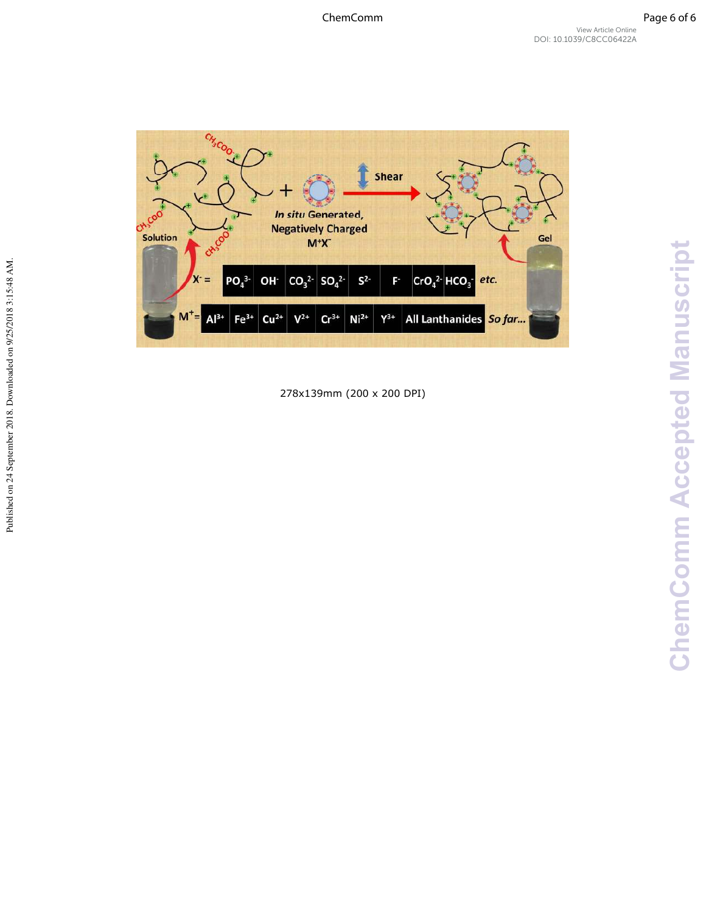Solution

Gel

$CH_3COO^-$

Shear

*In situ* Generated, Negatively Charged $M^+X^-$

$X^-$ = $PO_4^{3-}$ $OH^-$ $CO_3^{2-}$ $SO_4^{2-}$ $S^{2-}$ $F^-$ $CrO_4^{2-}$ $HCO_3^-$ *etc.*

$M^+$ = $Al^{3+}$ $Fe^{3+}$ $Cu^{2+}$ $V^{2+}$ $Cr^{3+}$ $Ni^{2+}$ $Y^{3+}$ All Lanthanides *So far...*

278x139mm (200 x 200 DPI)